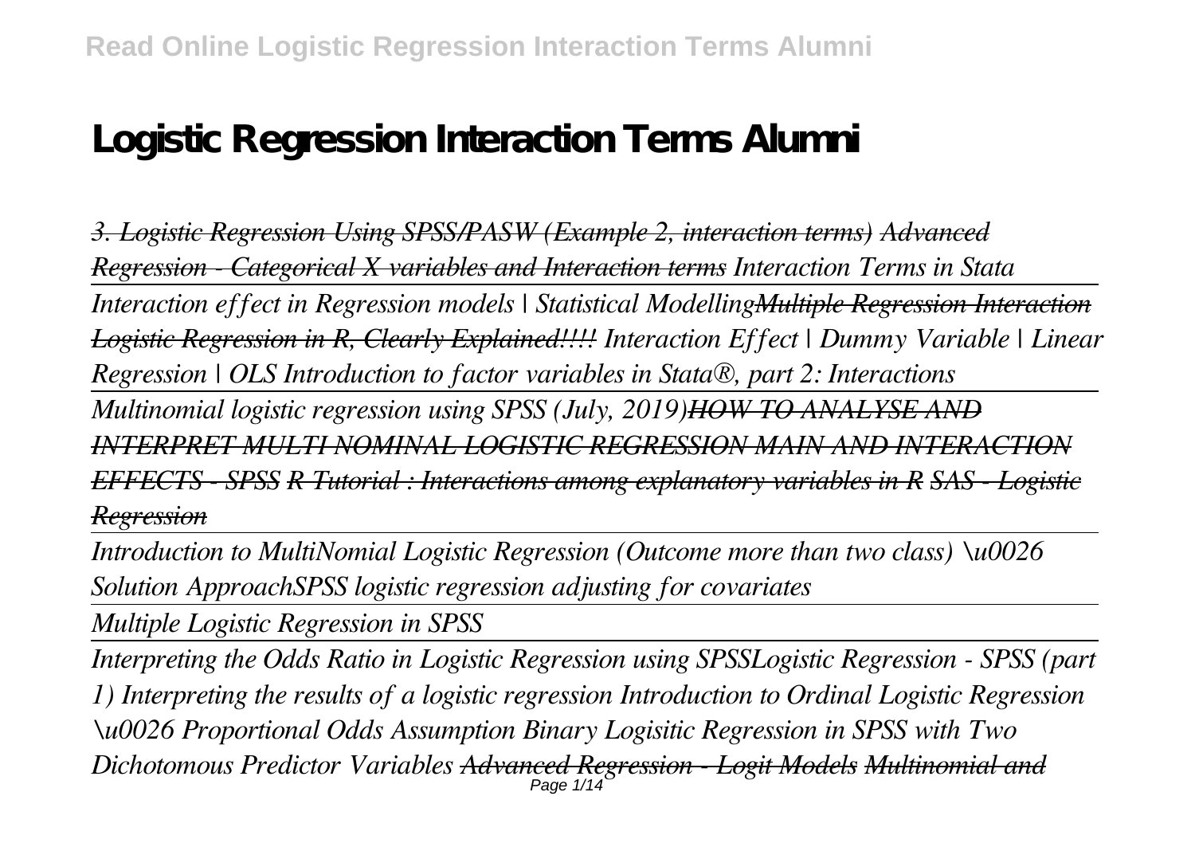# Logistic Regression Interaction Terms Alumni

*3. Logistic Regression Using SPSS/PASW (Example 2, interaction terms) Advanced Regression - Categorical X variables and Interaction terms Interaction Terms in Stata*

*Interaction effect in Regression models | Statistical ModellingMultiple Regression Interaction Logistic Regression in R, Clearly Explained!!!! Interaction Effect | Dummy Variable | Linear Regression | OLS Introduction to factor variables in Stata®, part 2: Interactions*

*Multinomial logistic regression using SPSS (July, 2019)HOW TO ANALYSE AND INTERPRET MULTI NOMINAL LOGISTIC REGRESSION MAIN AND INTERACTION EFFECTS - SPSS R Tutorial : Interactions among explanatory variables in R SAS - Logistic Regression*

*Introduction to MultiNomial Logistic Regression (Outcome more than two class) \u0026 Solution ApproachSPSS logistic regression adjusting for covariates*

*Multiple Logistic Regression in SPSS*

*Interpreting the Odds Ratio in Logistic Regression using SPSSLogistic Regression - SPSS (part 1) Interpreting the results of a logistic regression Introduction to Ordinal Logistic Regression \u0026 Proportional Odds Assumption Binary Logisitic Regression in SPSS with Two Dichotomous Predictor Variables Advanced Regression - Logit Models Multinomial and*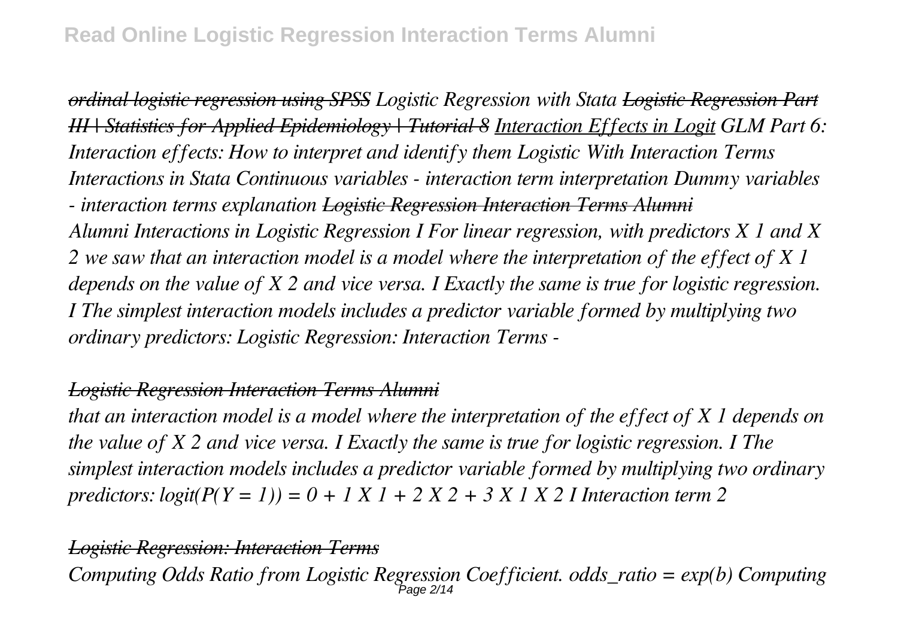*~~ordinal logistic regression using SPSS~~ Logistic Regression with Stata ~~Logistic Regression Part III | Statistics for Applied Epidemiology | Tutorial 8~~ <u>Interaction Effects in Logit</u> GLM Part 6: Interaction effects: How to interpret and identify them Logistic With Interaction Terms Interactions in Stata Continuous variables - interaction term interpretation Dummy variables - interaction terms explanation ~~Logistic Regression Interaction Terms Alumni~~*

*Alumni Interactions in Logistic Regression I For linear regression, with predictors X 1 and X 2 we saw that an interaction model is a model where the interpretation of the effect of X 1 depends on the value of X 2 and vice versa. I Exactly the same is true for logistic regression. I The simplest interaction models includes a predictor variable formed by multiplying two ordinary predictors: Logistic Regression: Interaction Terms -*

*~~Logistic Regression Interaction Terms Alumni~~*

*that an interaction model is a model where the interpretation of the effect of X 1 depends on the value of X 2 and vice versa. I Exactly the same is true for logistic regression. I The simplest interaction models includes a predictor variable formed by multiplying two ordinary predictors: logit(P(Y = 1)) = 0 + 1 X 1 + 2 X 2 + 3 X 1 X 2 I Interaction term 2*

*~~Logistic Regression: Interaction Terms~~*

*Computing Odds Ratio from Logistic Regression Coefficient. odds_ratio = exp(b) Computing*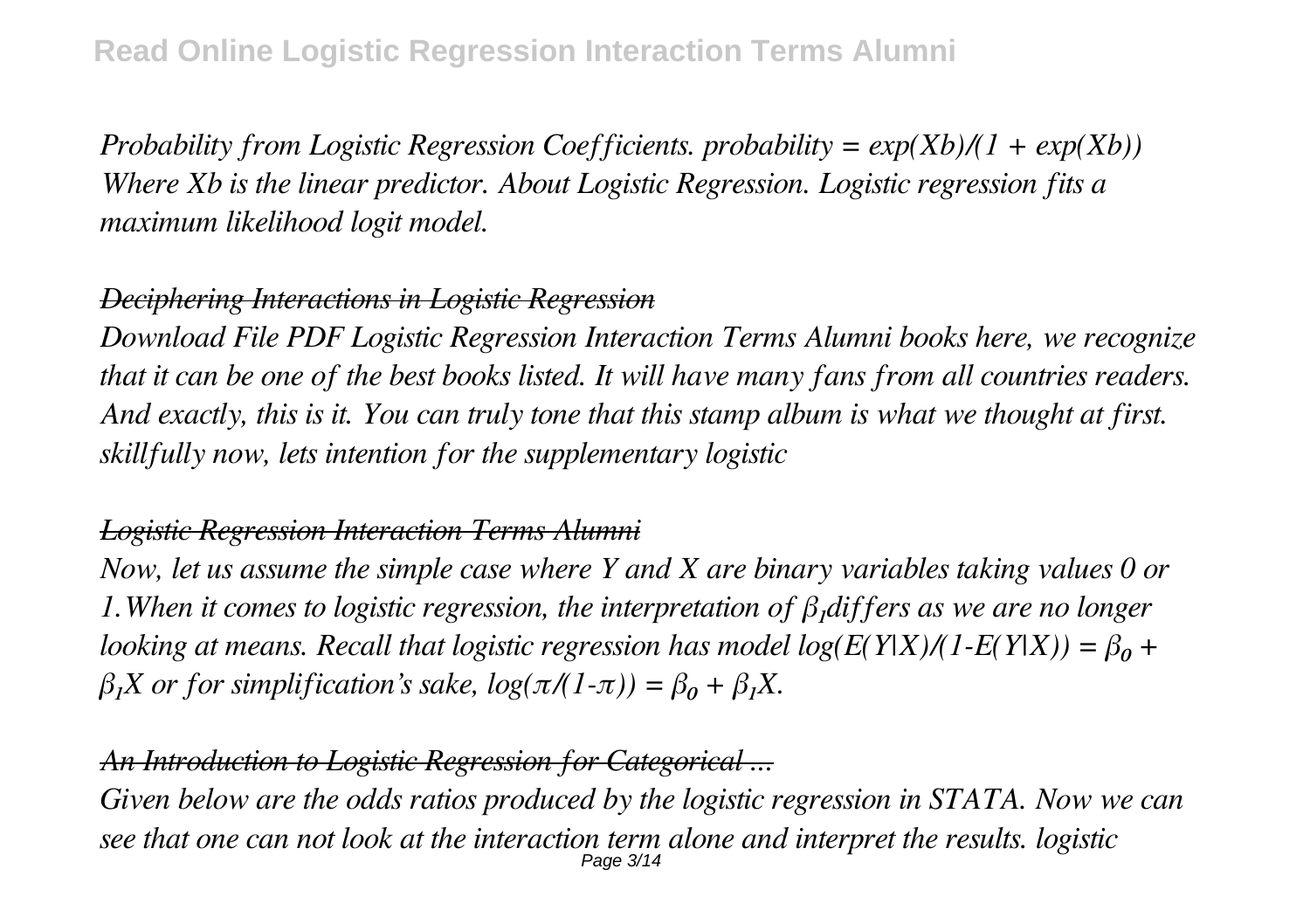*Probability from Logistic Regression Coefficients. probability = exp(Xb)/(1 + exp(Xb)) Where Xb is the linear predictor. About Logistic Regression. Logistic regression fits a maximum likelihood logit model.*

## *Deciphering Interactions in Logistic Regression*

*Download File PDF Logistic Regression Interaction Terms Alumni books here, we recognize that it can be one of the best books listed. It will have many fans from all countries readers. And exactly, this is it. You can truly tone that this stamp album is what we thought at first. skillfully now, lets intention for the supplementary logistic*

## *Logistic Regression Interaction Terms Alumni*

*Now, let us assume the simple case where Y and X are binary variables taking values 0 or 1.When it comes to logistic regression, the interpretation of $\beta_1$differs as we are no longer looking at means. Recall that logistic regression has model $\log(E(Y|X)/(1-E(Y|X)) = \beta_0 + \beta_1 X$ or for simplification's sake, $\log(\pi/(1-\pi)) = \beta_0 + \beta_1 X$.*

## *An Introduction to Logistic Regression for Categorical ...*

*Given below are the odds ratios produced by the logistic regression in STATA. Now we can see that one can not look at the interaction term alone and interpret the results. logistic*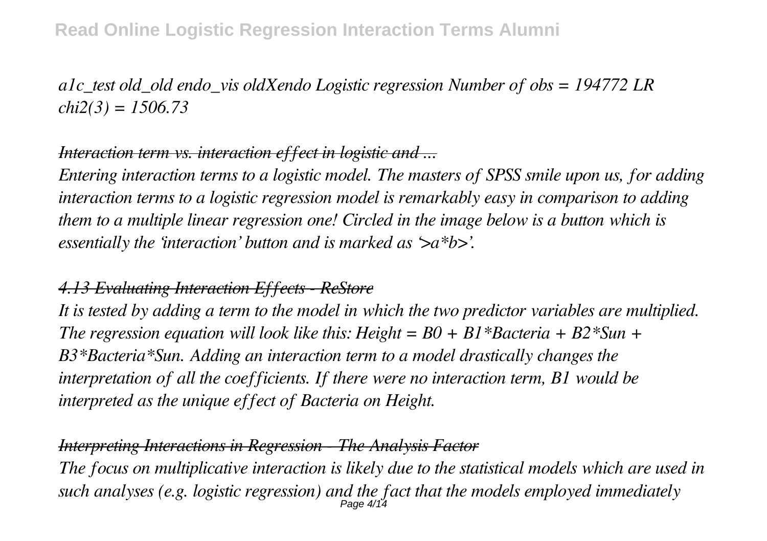*a1c_test old_old endo_vis oldXendo Logistic regression Number of obs = 194772 LR chi2(3) = 1506.73*

*~~Interaction term vs. interaction effect in logistic and ...~~*

*Entering interaction terms to a logistic model. The masters of SPSS smile upon us, for adding interaction terms to a logistic regression model is remarkably easy in comparison to adding them to a multiple linear regression one! Circled in the image below is a button which is essentially the 'interaction' button and is marked as '>a*b>'.*

*~~4.13 Evaluating Interaction Effects - ReStore~~*

*It is tested by adding a term to the model in which the two predictor variables are multiplied. The regression equation will look like this: Height = B0 + B1*Bacteria + B2*Sun + B3*Bacteria*Sun. Adding an interaction term to a model drastically changes the interpretation of all the coefficients. If there were no interaction term, B1 would be interpreted as the unique effect of Bacteria on Height.*

*~~Interpreting Interactions in Regression - The Analysis Factor~~*

*The focus on multiplicative interaction is likely due to the statistical models which are used in such analyses (e.g. logistic regression) and the fact that the models employed immediately*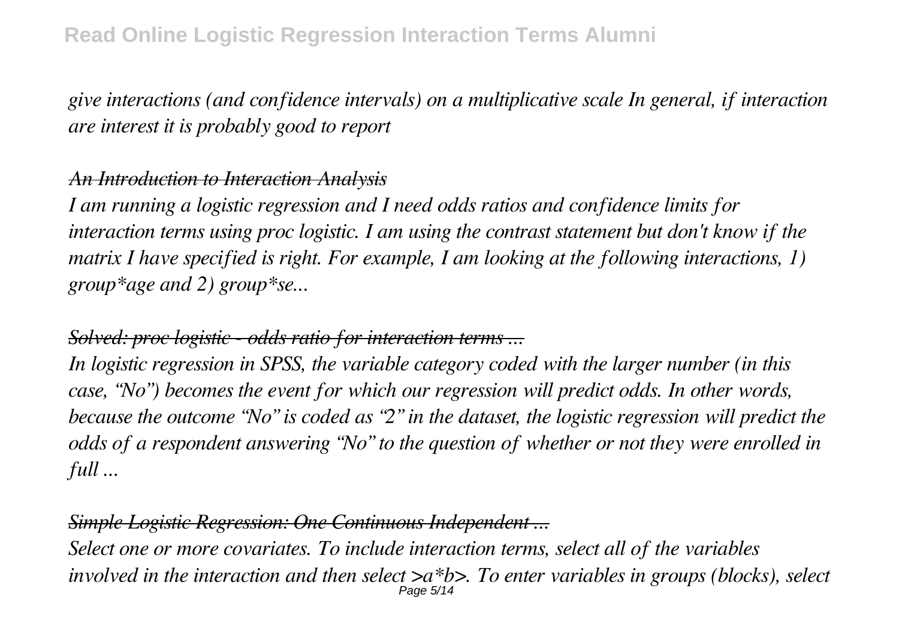*give interactions (and confidence intervals) on a multiplicative scale In general, if interaction are interest it is probably good to report*

*An Introduction to Interaction Analysis*

*I am running a logistic regression and I need odds ratios and confidence limits for interaction terms using proc logistic. I am using the contrast statement but don't know if the matrix I have specified is right. For example, I am looking at the following interactions, 1) group*age and 2) group*se...*

*Solved: proc logistic - odds ratio for interaction terms ...*

*In logistic regression in SPSS, the variable category coded with the larger number (in this case, "No") becomes the event for which our regression will predict odds. In other words, because the outcome "No" is coded as "2" in the dataset, the logistic regression will predict the odds of a respondent answering "No" to the question of whether or not they were enrolled in full ...*

*Simple Logistic Regression: One Continuous Independent ...*

*Select one or more covariates. To include interaction terms, select all of the variables involved in the interaction and then select >a*b>. To enter variables in groups (blocks), select*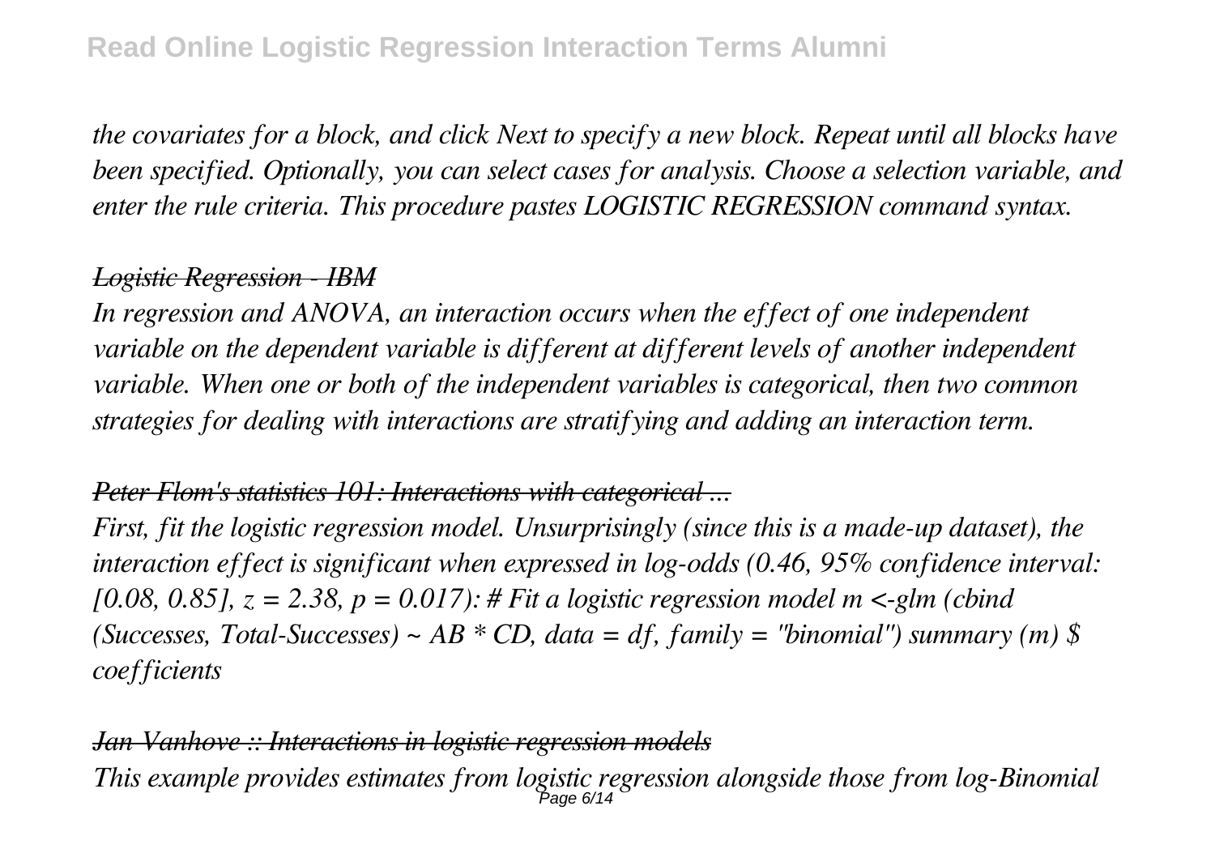*the covariates for a block, and click Next to specify a new block. Repeat until all blocks have been specified. Optionally, you can select cases for analysis. Choose a selection variable, and enter the rule criteria. This procedure pastes LOGISTIC REGRESSION command syntax.*

*Logistic Regression - IBM*

*In regression and ANOVA, an interaction occurs when the effect of one independent variable on the dependent variable is different at different levels of another independent variable. When one or both of the independent variables is categorical, then two common strategies for dealing with interactions are stratifying and adding an interaction term.*

*Peter Flom's statistics 101: Interactions with categorical ...*

*First, fit the logistic regression model. Unsurprisingly (since this is a made-up dataset), the interaction effect is significant when expressed in log-odds (0.46, 95% confidence interval: [0.08, 0.85], $z = 2.38$, $p = 0.017$): # Fit a logistic regression model m <-glm (cbind (Successes, Total-Successes) ~ AB * CD, data = df, family = "binomial") summary (m) $ coefficients*

*Jan Vanhove :: Interactions in logistic regression models*

*This example provides estimates from logistic regression alongside those from log-Binomial*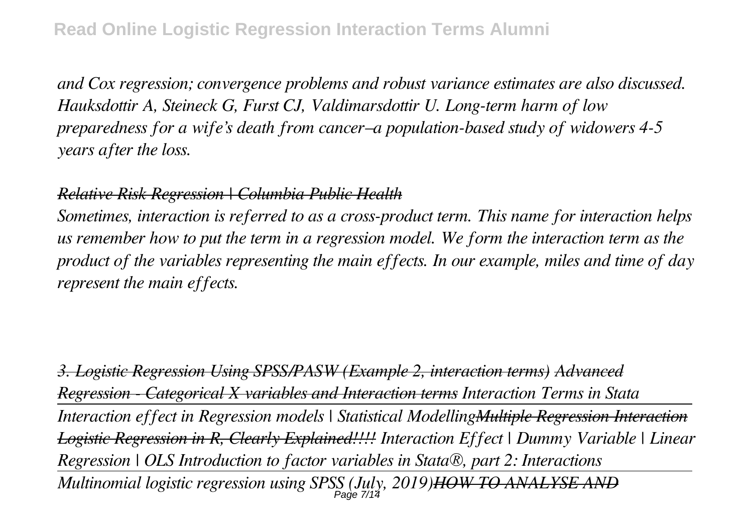*and Cox regression; convergence problems and robust variance estimates are also discussed. Hauksdottir A, Steineck G, Furst CJ, Valdimarsdottir U. Long-term harm of low preparedness for a wife's death from cancer–a population-based study of widowers 4-5 years after the loss.*

*~~Relative Risk Regression | Columbia Public Health~~*

*Sometimes, interaction is referred to as a cross-product term. This name for interaction helps us remember how to put the term in a regression model. We form the interaction term as the product of the variables representing the main effects. In our example, miles and time of day represent the main effects.*

*~~3. Logistic Regression Using SPSS/PASW (Example 2, interaction terms)~~ ~~Advanced Regression - Categorical X variables and Interaction terms~~ Interaction Terms in Stata*

*Interaction effect in Regression models | Statistical Modelling~~Multiple Regression Interaction~~ ~~Logistic Regression in R, Clearly Explained!!!!~~ Interaction Effect | Dummy Variable | Linear Regression | OLS Introduction to factor variables in Stata®, part 2: Interactions*

*Multinomial logistic regression using SPSS (July, 2019)~~HOW TO ANALYSE AND~~*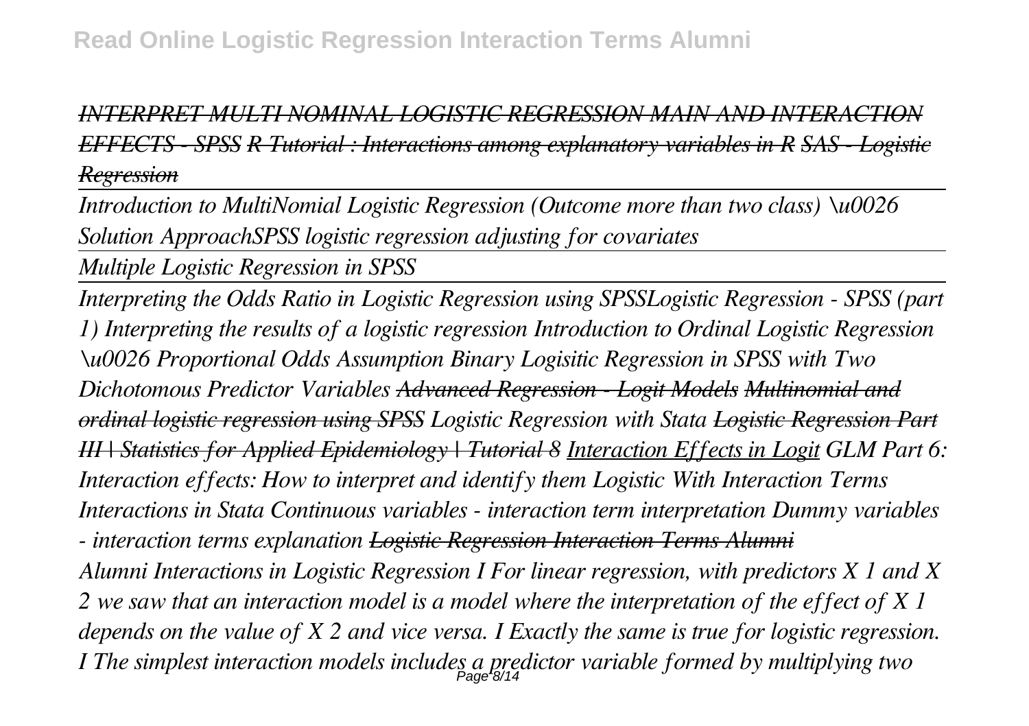*~~INTERPRET MULTI NOMINAL LOGISTIC REGRESSION MAIN AND INTERACTION EFFECTS - SPSS~~ ~~R Tutorial : Interactions among explanatory variables in R~~ ~~SAS - Logistic Regression~~*

*Introduction to MultiNomial Logistic Regression (Outcome more than two class) \u0026 Solution ApproachSPSS logistic regression adjusting for covariates*

*Multiple Logistic Regression in SPSS*

*Interpreting the Odds Ratio in Logistic Regression using SPSSLogistic Regression - SPSS (part 1) Interpreting the results of a logistic regression Introduction to Ordinal Logistic Regression \u0026 Proportional Odds Assumption Binary Logisitic Regression in SPSS with Two Dichotomous Predictor Variables ~~Advanced Regression - Logit Models~~ ~~Multinomial and ordinal logistic regression using SPSS~~ Logistic Regression with Stata ~~Logistic Regression Part III | Statistics for Applied Epidemiology | Tutorial 8~~ Interaction Effects in Logit GLM Part 6: Interaction effects: How to interpret and identify them Logistic With Interaction Terms Interactions in Stata Continuous variables - interaction term interpretation Dummy variables - interaction terms explanation ~~Logistic Regression Interaction Terms Alumni~~*

*Alumni Interactions in Logistic Regression I For linear regression, with predictors X 1 and X 2 we saw that an interaction model is a model where the interpretation of the effect of X 1 depends on the value of X 2 and vice versa. I Exactly the same is true for logistic regression. I The simplest interaction models includes a predictor variable formed by multiplying two*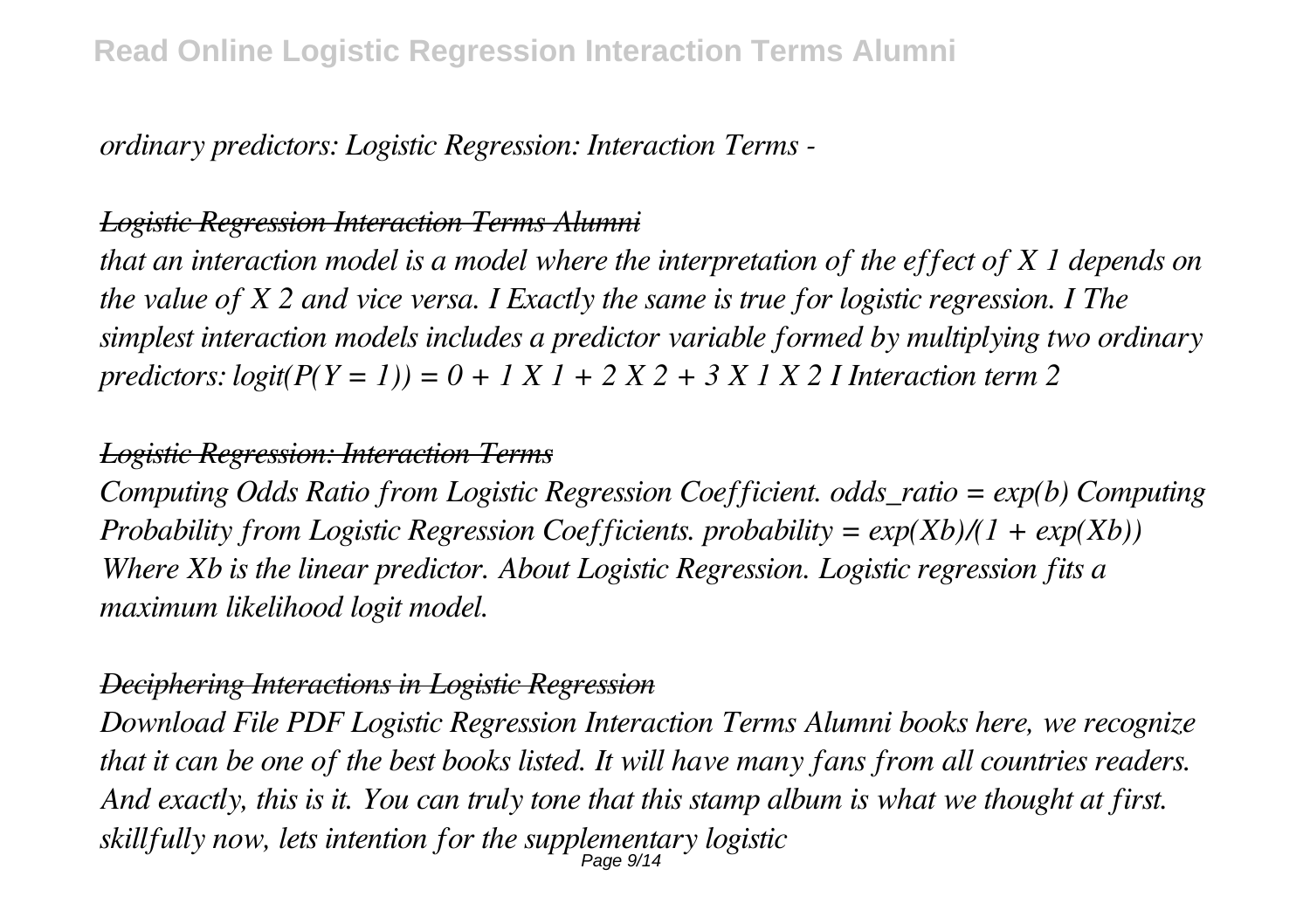*ordinary predictors: Logistic Regression: Interaction Terms -*

*Logistic Regression Interaction Terms Alumni*

*that an interaction model is a model where the interpretation of the effect of X 1 depends on the value of X 2 and vice versa. I Exactly the same is true for logistic regression. I The simplest interaction models includes a predictor variable formed by multiplying two ordinary predictors: logit(P(Y = 1)) = 0 + 1 X 1 + 2 X 2 + 3 X 1 X 2 I Interaction term 2*

*Logistic Regression: Interaction Terms*

*Computing Odds Ratio from Logistic Regression Coefficient. odds_ratio = exp(b) Computing Probability from Logistic Regression Coefficients. probability = exp(Xb)/(1 + exp(Xb)) Where Xb is the linear predictor. About Logistic Regression. Logistic regression fits a maximum likelihood logit model.*

*Deciphering Interactions in Logistic Regression*

*Download File PDF Logistic Regression Interaction Terms Alumni books here, we recognize that it can be one of the best books listed. It will have many fans from all countries readers. And exactly, this is it. You can truly tone that this stamp album is what we thought at first. skillfully now, lets intention for the supplementary logistic*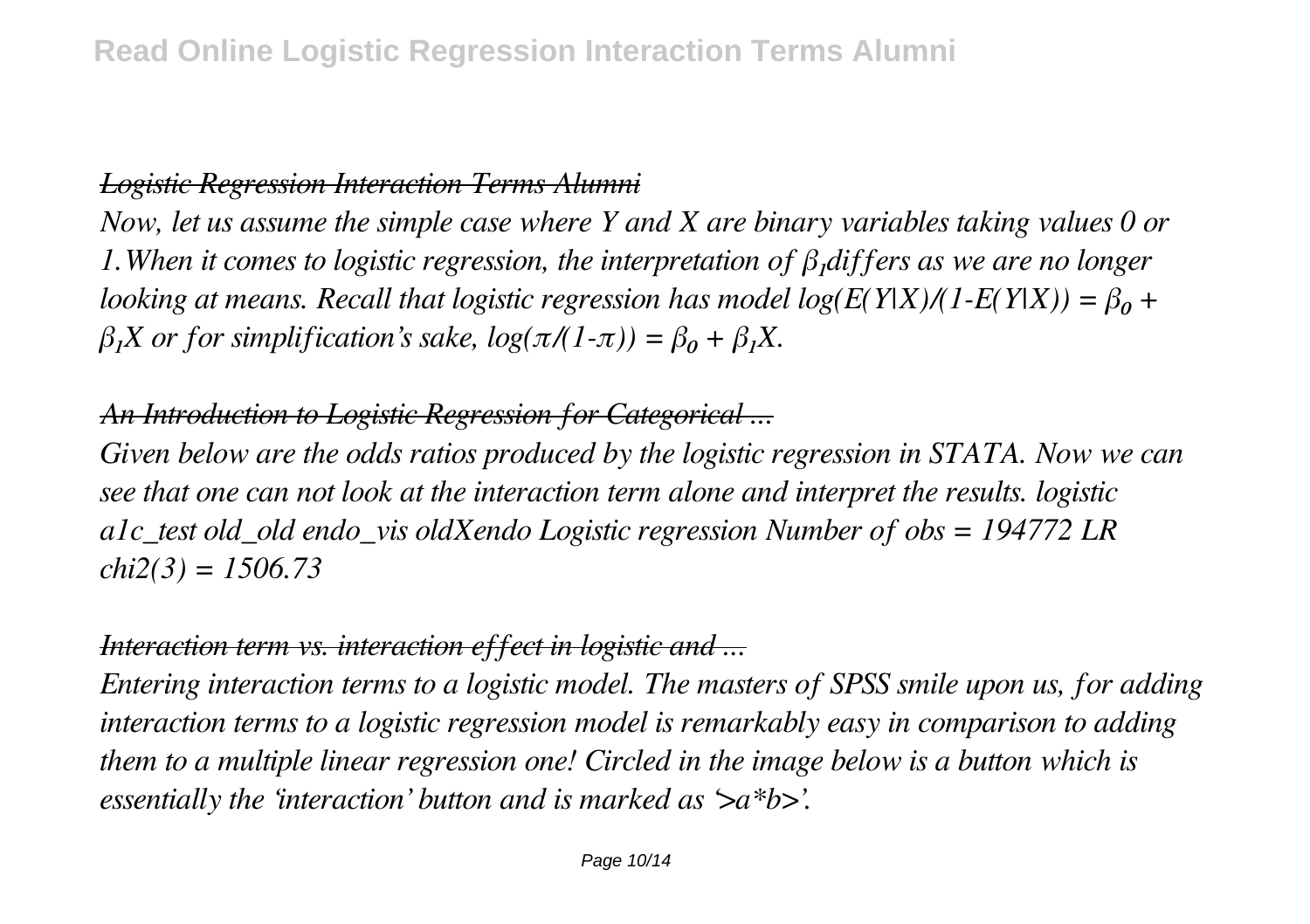*Logistic Regression Interaction Terms Alumni*

*Now, let us assume the simple case where Y and X are binary variables taking values 0 or 1.When it comes to logistic regression, the interpretation of $\beta_1$differs as we are no longer looking at means. Recall that logistic regression has model $\log(E(Y|X)/(1-E(Y|X)) = \beta_0 + \beta_1 X$ or for simplification's sake, $\log(\pi/(1-\pi)) = \beta_0 + \beta_1 X$.*

*An Introduction to Logistic Regression for Categorical ...*

*Given below are the odds ratios produced by the logistic regression in STATA. Now we can see that one can not look at the interaction term alone and interpret the results. logistic a1c_test old_old endo_vis oldXendo Logistic regression Number of obs = 194772 LR chi2(3) = 1506.73*

*Interaction term vs. interaction effect in logistic and ...*

*Entering interaction terms to a logistic model. The masters of SPSS smile upon us, for adding interaction terms to a logistic regression model is remarkably easy in comparison to adding them to a multiple linear regression one! Circled in the image below is a button which is essentially the 'interaction' button and is marked as '>a*b>'.*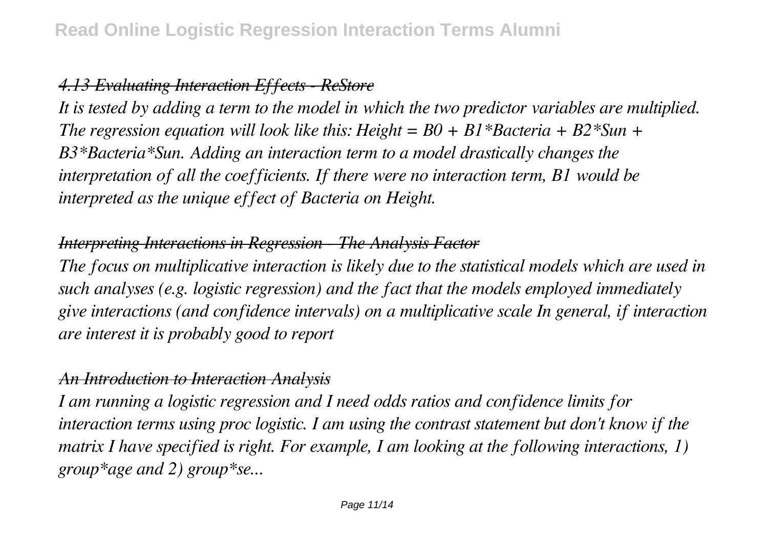*4.13 Evaluating Interaction Effects - ReStore*

*It is tested by adding a term to the model in which the two predictor variables are multiplied. The regression equation will look like this: Height = B0 + B1*Bacteria + B2*Sun + B3*Bacteria*Sun. Adding an interaction term to a model drastically changes the interpretation of all the coefficients. If there were no interaction term, B1 would be interpreted as the unique effect of Bacteria on Height.*

*Interpreting Interactions in Regression - The Analysis Factor*

*The focus on multiplicative interaction is likely due to the statistical models which are used in such analyses (e.g. logistic regression) and the fact that the models employed immediately give interactions (and confidence intervals) on a multiplicative scale In general, if interaction are interest it is probably good to report*

*An Introduction to Interaction Analysis*

*I am running a logistic regression and I need odds ratios and confidence limits for interaction terms using proc logistic. I am using the contrast statement but don't know if the matrix I have specified is right. For example, I am looking at the following interactions, 1) group*age and 2) group*se...*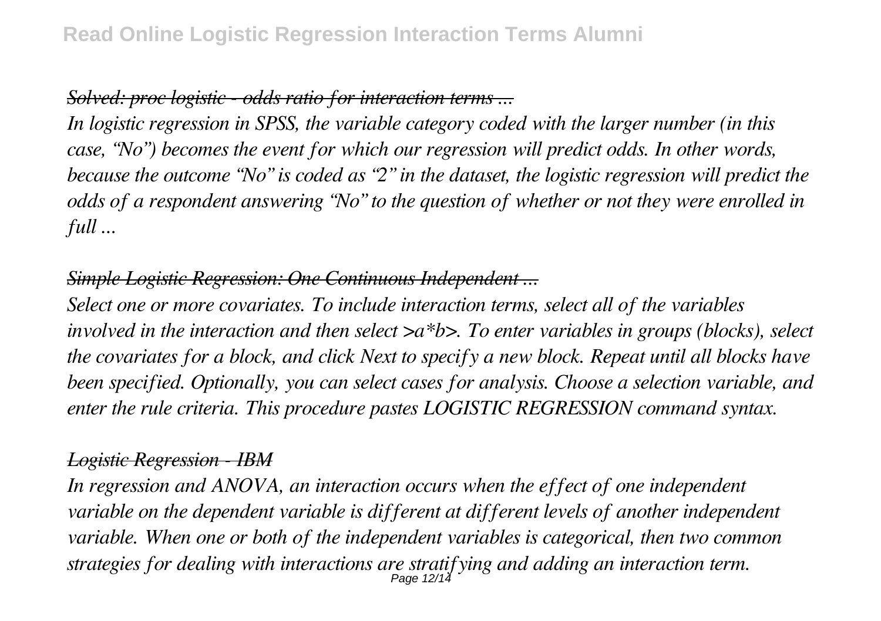*Solved: proc logistic - odds ratio for interaction terms ...*

*In logistic regression in SPSS, the variable category coded with the larger number (in this case, "No") becomes the event for which our regression will predict odds. In other words, because the outcome "No" is coded as "2" in the dataset, the logistic regression will predict the odds of a respondent answering "No" to the question of whether or not they were enrolled in full ...*

*Simple Logistic Regression: One Continuous Independent ...*

*Select one or more covariates. To include interaction terms, select all of the variables involved in the interaction and then select >a*b>. To enter variables in groups (blocks), select the covariates for a block, and click Next to specify a new block. Repeat until all blocks have been specified. Optionally, you can select cases for analysis. Choose a selection variable, and enter the rule criteria. This procedure pastes LOGISTIC REGRESSION command syntax.*

*Logistic Regression - IBM*

*In regression and ANOVA, an interaction occurs when the effect of one independent variable on the dependent variable is different at different levels of another independent variable. When one or both of the independent variables is categorical, then two common strategies for dealing with interactions are stratifying and adding an interaction term.*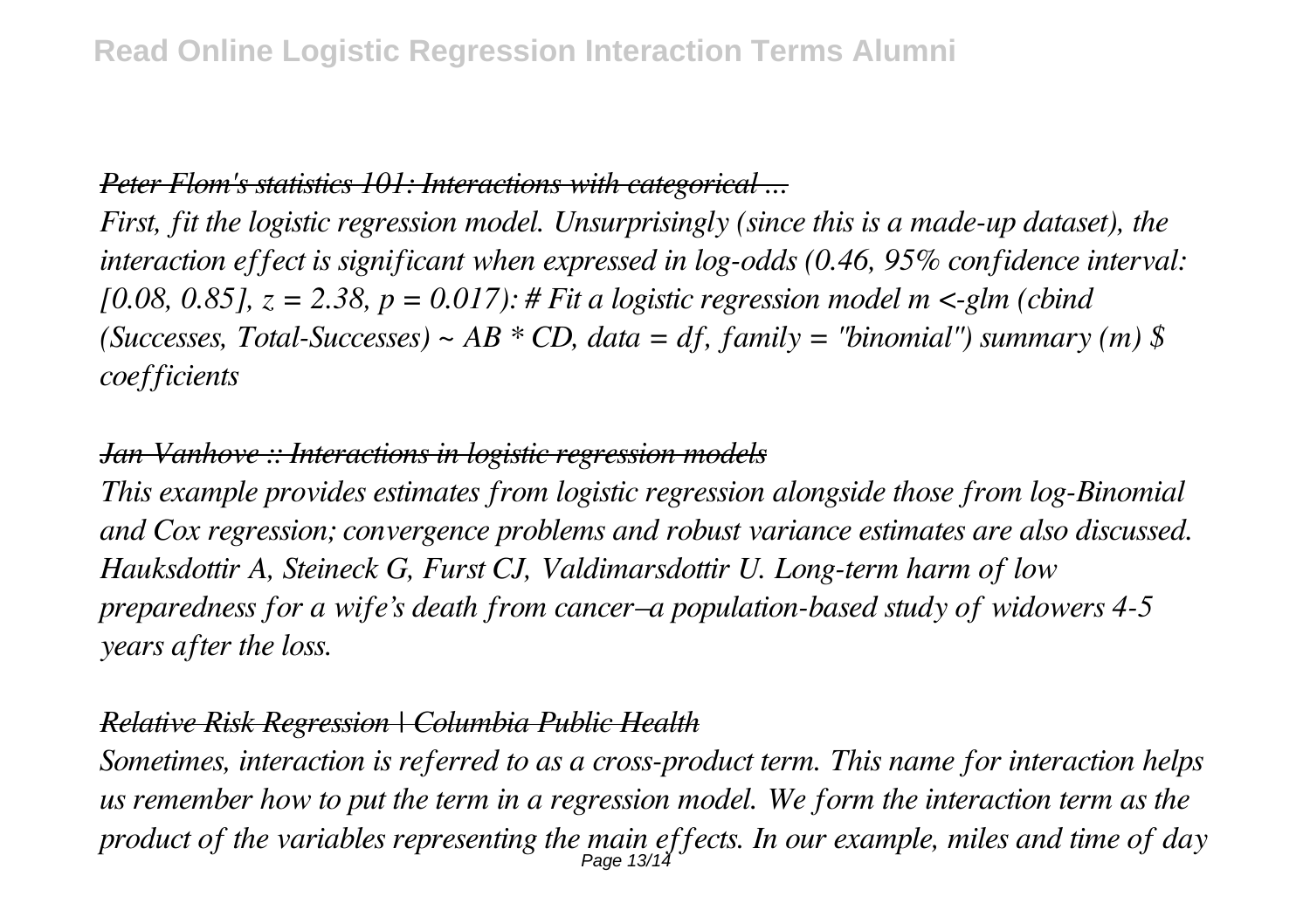*Peter Flom's statistics 101: Interactions with categorical ...*

*First, fit the logistic regression model. Unsurprisingly (since this is a made-up dataset), the interaction effect is significant when expressed in log-odds (0.46, 95% confidence interval: [0.08, 0.85], z = 2.38, p = 0.017): # Fit a logistic regression model m <-glm (cbind (Successes, Total-Successes) ~ AB * CD, data = df, family = "binomial") summary (m) $ coefficients*

*Jan Vanhove :: Interactions in logistic regression models*

*This example provides estimates from logistic regression alongside those from log-Binomial and Cox regression; convergence problems and robust variance estimates are also discussed. Hauksdottir A, Steineck G, Furst CJ, Valdimarsdottir U. Long-term harm of low preparedness for a wife's death from cancer–a population-based study of widowers 4-5 years after the loss.*

*Relative Risk Regression | Columbia Public Health*

*Sometimes, interaction is referred to as a cross-product term. This name for interaction helps us remember how to put the term in a regression model. We form the interaction term as the product of the variables representing the main effects. In our example, miles and time of day*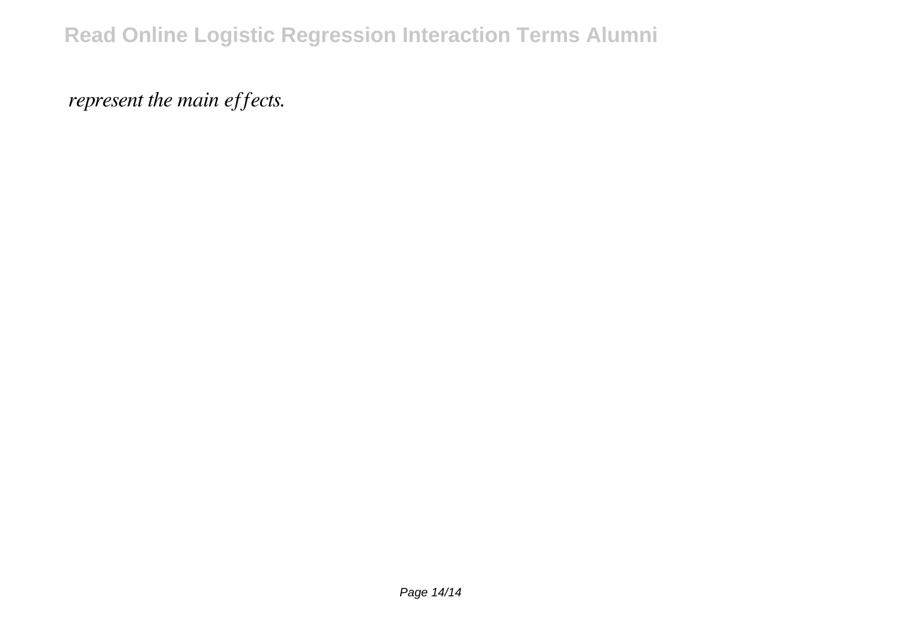*represent the main effects.*